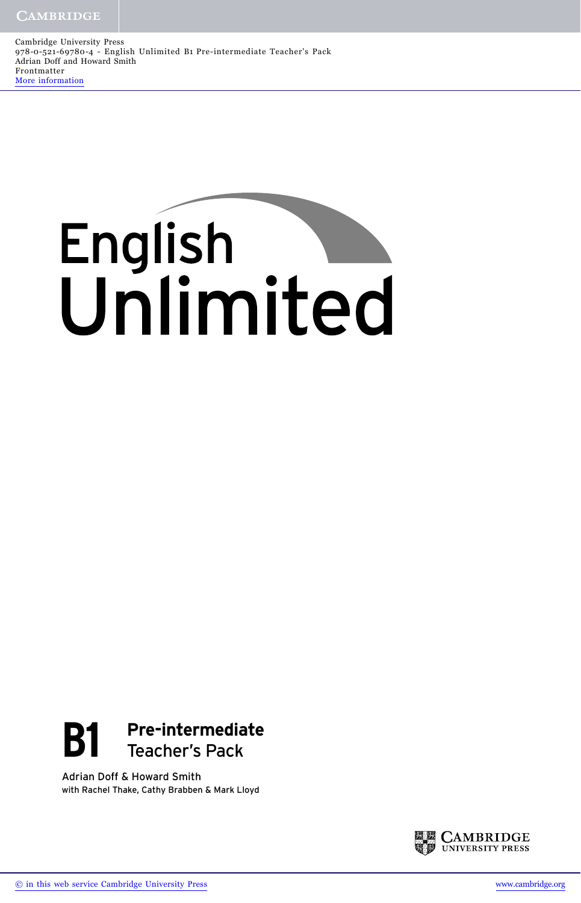Cambridge University Press
978-0-521-69780-4 - English Unlimited B1 Pre-intermediate Teacher's Pack
Adrian Doff and Howard Smith
Frontmatter
More information

# English Unlimited

## B1 Pre-intermediate Teacher's Pack

Adrian Doff & Howard Smith
with Rachel Thake, Cathy Brabben & Mark Lloyd

CAMBRIDGE UNIVERSITY PRESS

© in this web service Cambridge University Press

www.cambridge.org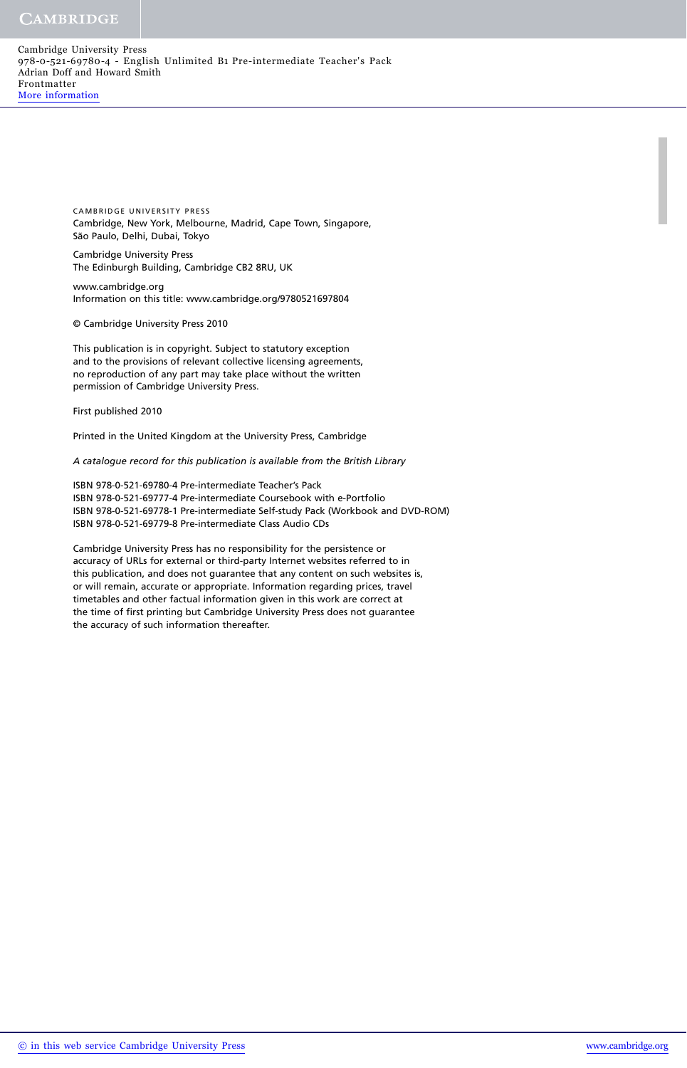CAMBRIDGE UNIVERSITY PRESS
Cambridge, New York, Melbourne, Madrid, Cape Town, Singapore,
São Paulo, Delhi, Dubai, Tokyo

Cambridge University Press
The Edinburgh Building, Cambridge CB2 8RU, UK

www.cambridge.org
Information on this title: www.cambridge.org/9780521697804

© Cambridge University Press 2010

This publication is in copyright. Subject to statutory exception
and to the provisions of relevant collective licensing agreements,
no reproduction of any part may take place without the written
permission of Cambridge University Press.

First published 2010

Printed in the United Kingdom at the University Press, Cambridge

*A catalogue record for this publication is available from the British Library*

ISBN 978-0-521-69780-4 Pre-intermediate Teacher's Pack
ISBN 978-0-521-69777-4 Pre-intermediate Coursebook with e-Portfolio
ISBN 978-0-521-69778-1 Pre-intermediate Self-study Pack (Workbook and DVD-ROM)
ISBN 978-0-521-69779-8 Pre-intermediate Class Audio CDs

Cambridge University Press has no responsibility for the persistence or
accuracy of URLs for external or third-party Internet websites referred to in
this publication, and does not guarantee that any content on such websites is,
or will remain, accurate or appropriate. Information regarding prices, travel
timetables and other factual information given in this work are correct at
the time of first printing but Cambridge University Press does not guarantee
the accuracy of such information thereafter.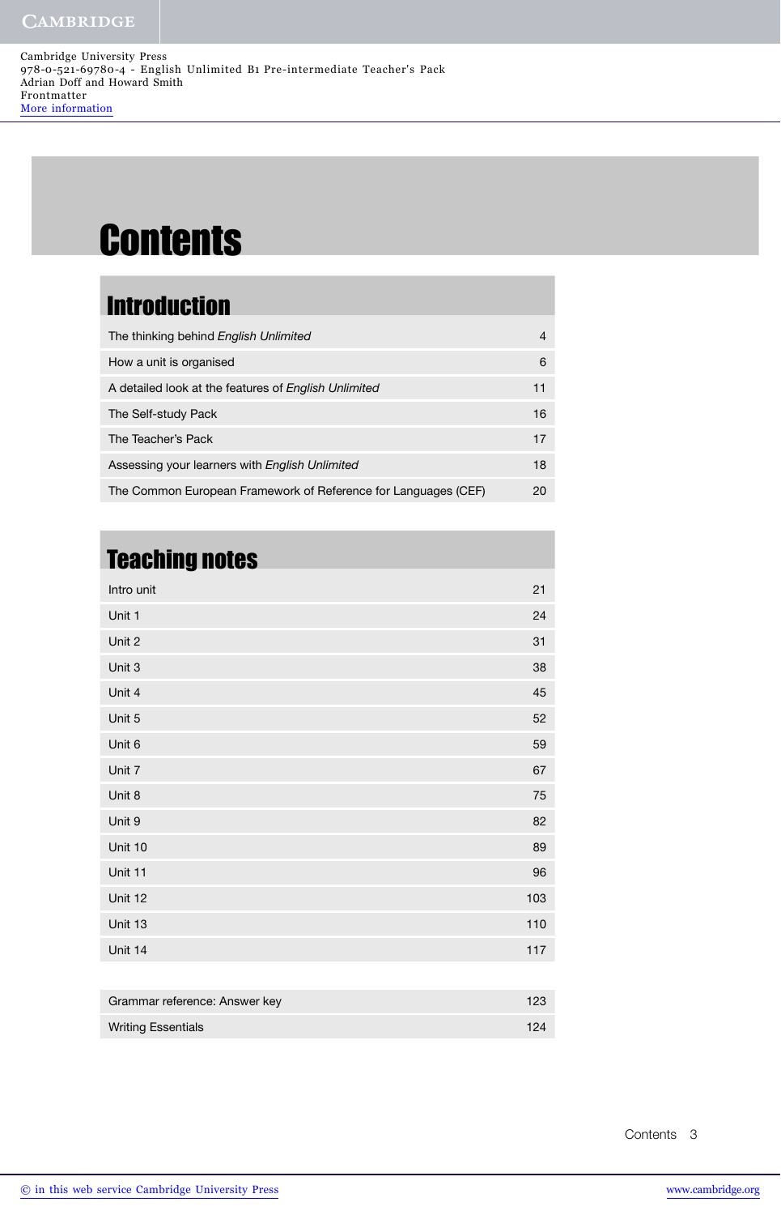Cambridge University Press
978-0-521-69780-4 - English Unlimited B1 Pre-intermediate Teacher's Pack
Adrian Doff and Howard Smith
Frontmatter
More information

# Contents

## Introduction

| | |
|---|---|
| The thinking behind *English Unlimited* | 4 |
| How a unit is organised | 6 |
| A detailed look at the features of *English Unlimited* | 11 |
| The Self-study Pack | 16 |
| The Teacher's Pack | 17 |
| Assessing your learners with *English Unlimited* | 18 |
| The Common European Framework of Reference for Languages (CEF) | 20 |

## Teaching notes

| | |
|---|---|
| Intro unit | 21 |
| Unit 1 | 24 |
| Unit 2 | 31 |
| Unit 3 | 38 |
| Unit 4 | 45 |
| Unit 5 | 52 |
| Unit 6 | 59 |
| Unit 7 | 67 |
| Unit 8 | 75 |
| Unit 9 | 82 |
| Unit 10 | 89 |
| Unit 11 | 96 |
| Unit 12 | 103 |
| Unit 13 | 110 |
| Unit 14 | 117 |

| | |
|---|---|
| Grammar reference: Answer key | 123 |
| Writing Essentials | 124 |

© in this web service Cambridge University Press www.cambridge.org